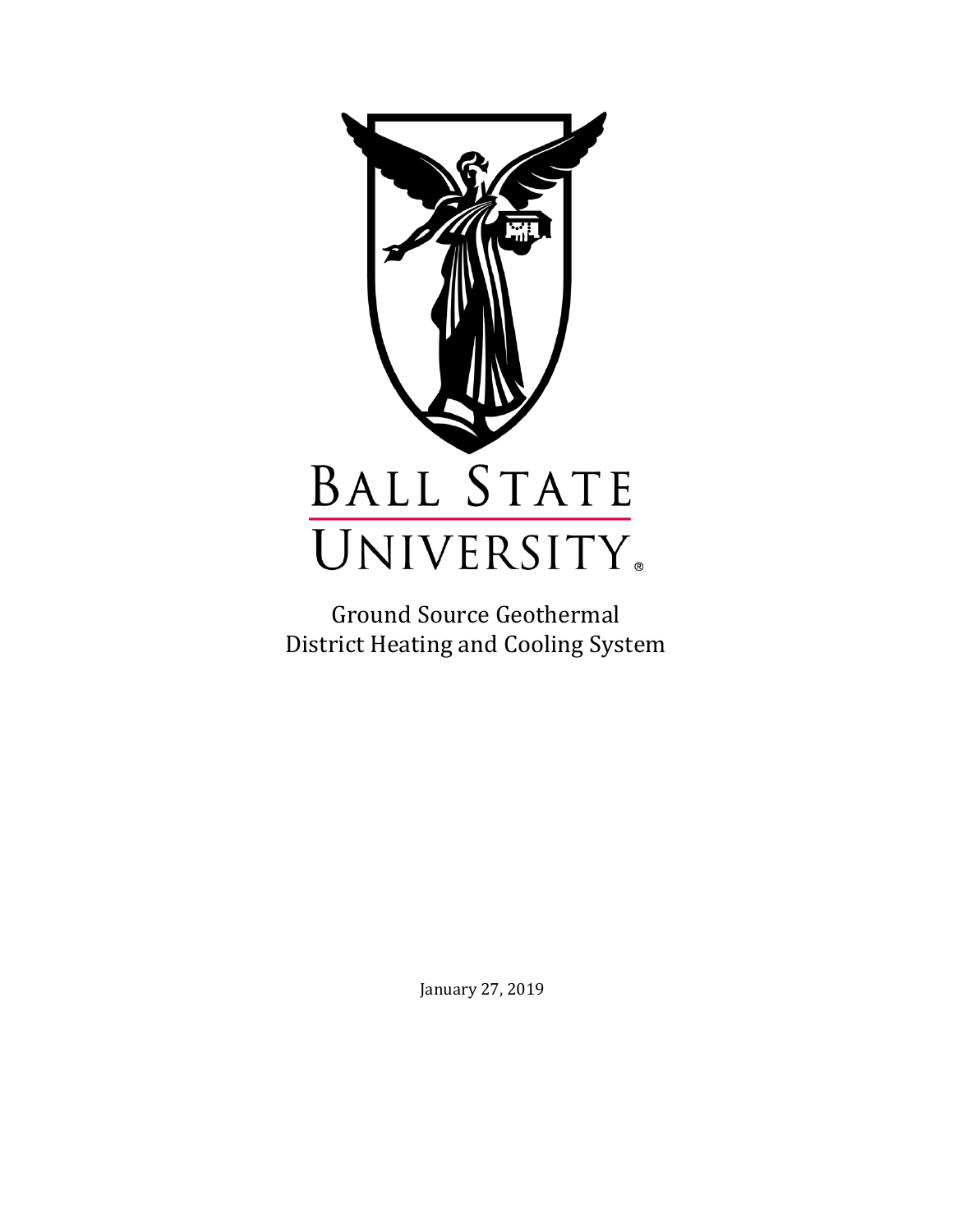# BALL STATE UNIVERSITY

Ground Source Geothermal
District Heating and Cooling System

January 27, 2019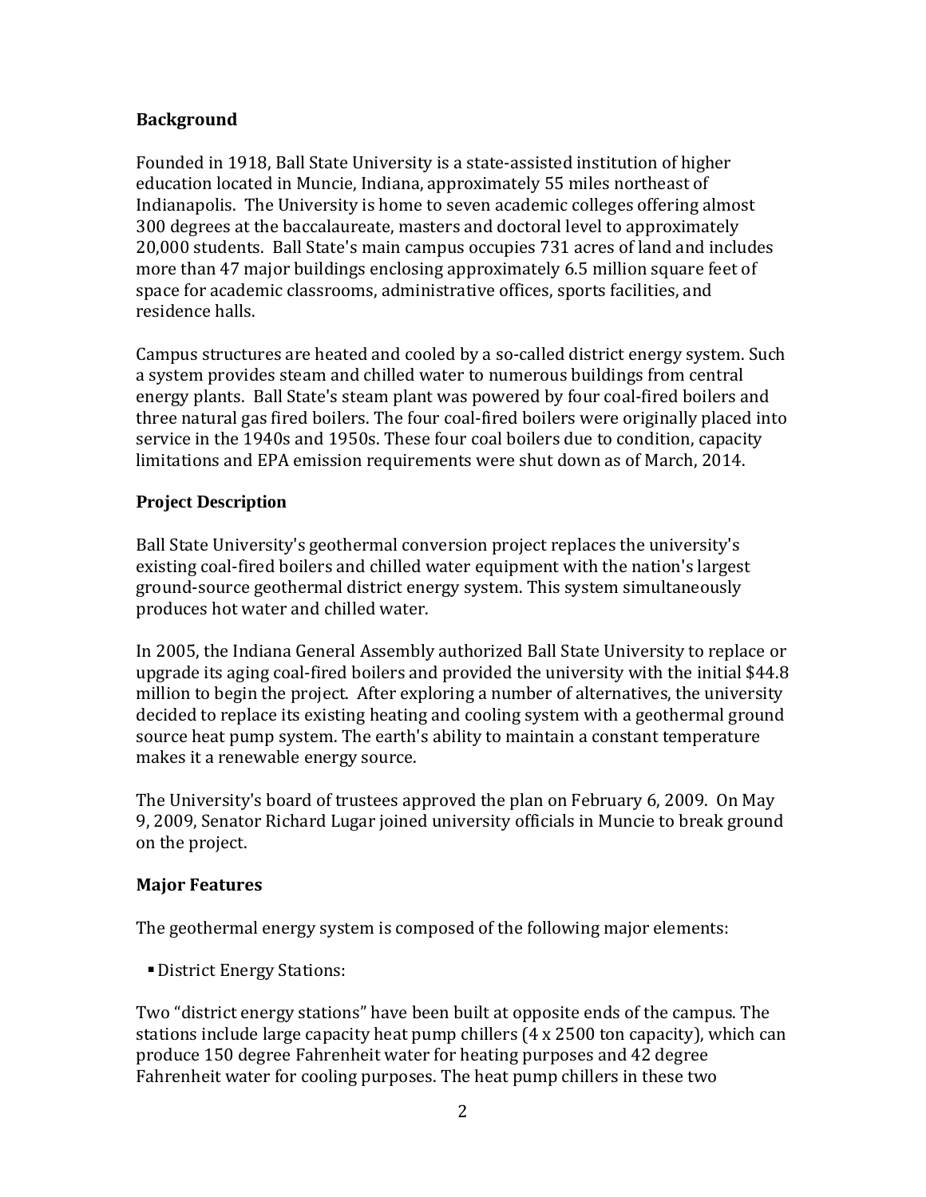## Background

Founded in 1918, Ball State University is a state-assisted institution of higher education located in Muncie, Indiana, approximately 55 miles northeast of Indianapolis. The University is home to seven academic colleges offering almost 300 degrees at the baccalaureate, masters and doctoral level to approximately 20,000 students. Ball State's main campus occupies 731 acres of land and includes more than 47 major buildings enclosing approximately 6.5 million square feet of space for academic classrooms, administrative offices, sports facilities, and residence halls.

Campus structures are heated and cooled by a so-called district energy system. Such a system provides steam and chilled water to numerous buildings from central energy plants. Ball State's steam plant was powered by four coal-fired boilers and three natural gas fired boilers. The four coal-fired boilers were originally placed into service in the 1940s and 1950s. These four coal boilers due to condition, capacity limitations and EPA emission requirements were shut down as of March, 2014.

## Project Description

Ball State University's geothermal conversion project replaces the university's existing coal-fired boilers and chilled water equipment with the nation's largest ground-source geothermal district energy system. This system simultaneously produces hot water and chilled water.

In 2005, the Indiana General Assembly authorized Ball State University to replace or upgrade its aging coal-fired boilers and provided the university with the initial $44.8 million to begin the project. After exploring a number of alternatives, the university decided to replace its existing heating and cooling system with a geothermal ground source heat pump system. The earth's ability to maintain a constant temperature makes it a renewable energy source.

The University's board of trustees approved the plan on February 6, 2009. On May 9, 2009, Senator Richard Lugar joined university officials in Muncie to break ground on the project.

## Major Features

The geothermal energy system is composed of the following major elements:

- District Energy Stations:

Two "district energy stations" have been built at opposite ends of the campus. The stations include large capacity heat pump chillers (4 x 2500 ton capacity), which can produce 150 degree Fahrenheit water for heating purposes and 42 degree Fahrenheit water for cooling purposes. The heat pump chillers in these two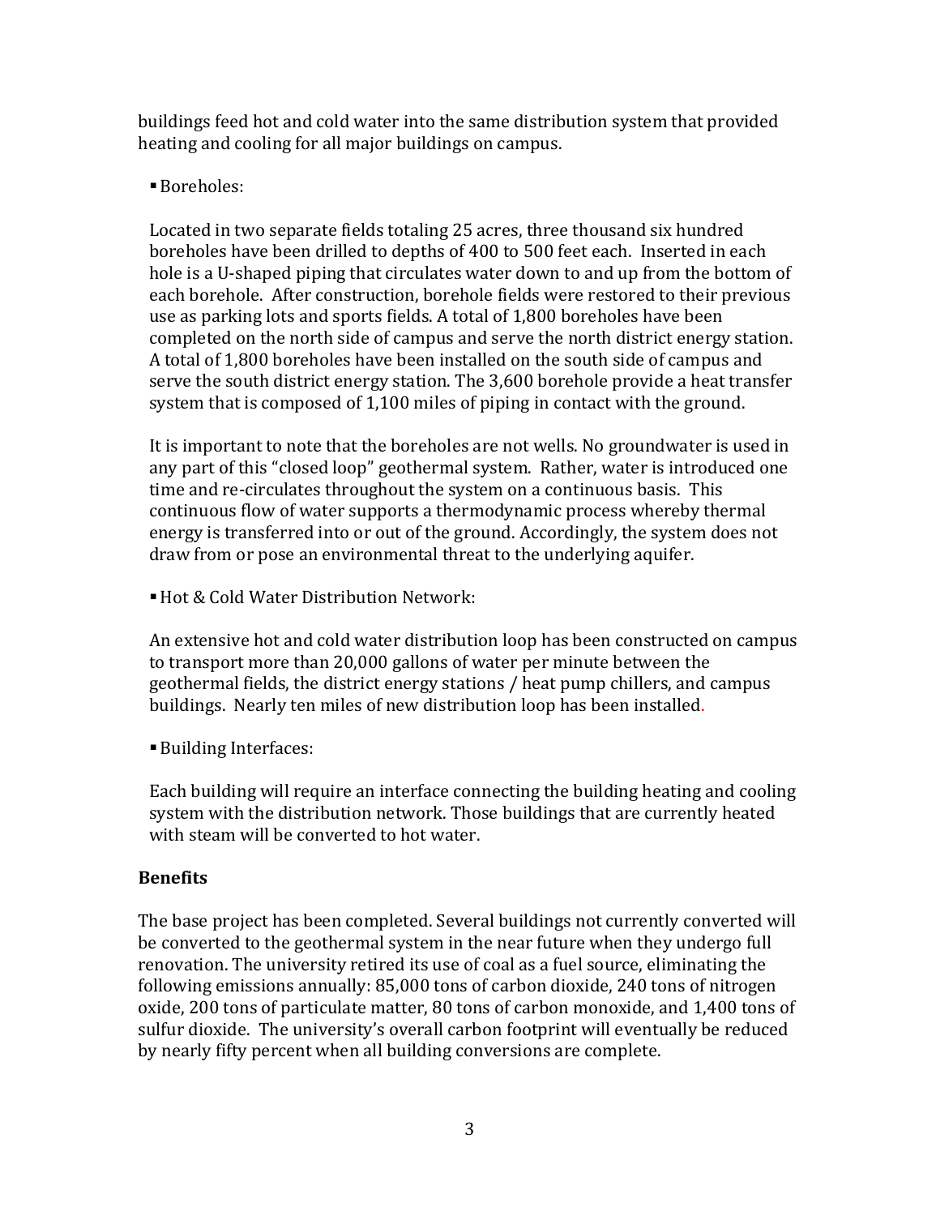buildings feed hot and cold water into the same distribution system that provided heating and cooling for all major buildings on campus.

- Boreholes:

  Located in two separate fields totaling 25 acres, three thousand six hundred boreholes have been drilled to depths of 400 to 500 feet each. Inserted in each hole is a U-shaped piping that circulates water down to and up from the bottom of each borehole. After construction, borehole fields were restored to their previous use as parking lots and sports fields. A total of 1,800 boreholes have been completed on the north side of campus and serve the north district energy station. A total of 1,800 boreholes have been installed on the south side of campus and serve the south district energy station. The 3,600 borehole provide a heat transfer system that is composed of 1,100 miles of piping in contact with the ground.

  It is important to note that the boreholes are not wells. No groundwater is used in any part of this "closed loop" geothermal system. Rather, water is introduced one time and re-circulates throughout the system on a continuous basis. This continuous flow of water supports a thermodynamic process whereby thermal energy is transferred into or out of the ground. Accordingly, the system does not draw from or pose an environmental threat to the underlying aquifer.

- Hot & Cold Water Distribution Network:

  An extensive hot and cold water distribution loop has been constructed on campus to transport more than 20,000 gallons of water per minute between the geothermal fields, the district energy stations / heat pump chillers, and campus buildings. Nearly ten miles of new distribution loop has been installed.

- Building Interfaces:

  Each building will require an interface connecting the building heating and cooling system with the distribution network. Those buildings that are currently heated with steam will be converted to hot water.

**Benefits**

The base project has been completed. Several buildings not currently converted will be converted to the geothermal system in the near future when they undergo full renovation. The university retired its use of coal as a fuel source, eliminating the following emissions annually: 85,000 tons of carbon dioxide, 240 tons of nitrogen oxide, 200 tons of particulate matter, 80 tons of carbon monoxide, and 1,400 tons of sulfur dioxide. The university's overall carbon footprint will eventually be reduced by nearly fifty percent when all building conversions are complete.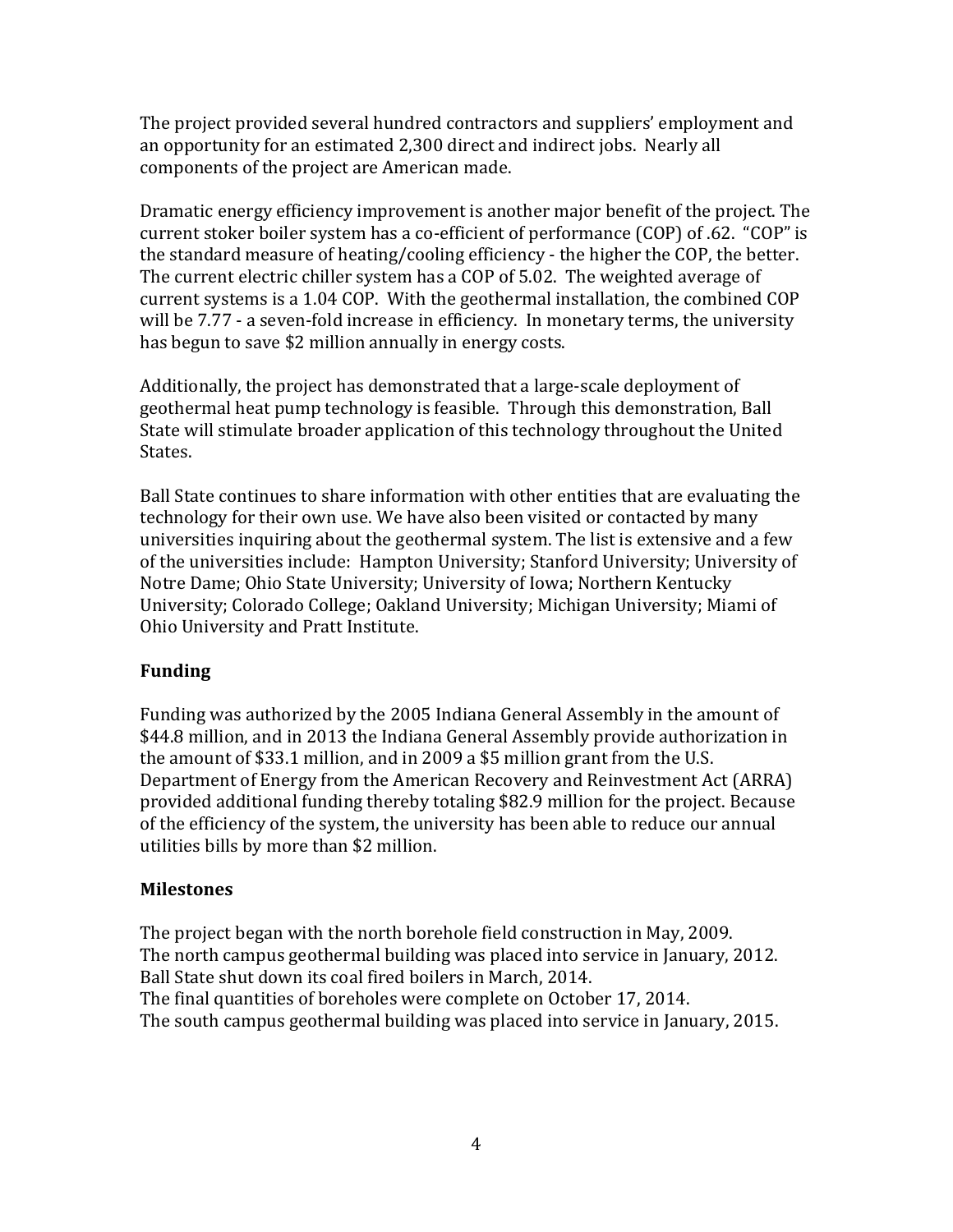The project provided several hundred contractors and suppliers' employment and an opportunity for an estimated 2,300 direct and indirect jobs. Nearly all components of the project are American made.

Dramatic energy efficiency improvement is another major benefit of the project. The current stoker boiler system has a co-efficient of performance (COP) of .62. "COP" is the standard measure of heating/cooling efficiency - the higher the COP, the better. The current electric chiller system has a COP of 5.02. The weighted average of current systems is a 1.04 COP. With the geothermal installation, the combined COP will be 7.77 - a seven-fold increase in efficiency. In monetary terms, the university has begun to save $2 million annually in energy costs.

Additionally, the project has demonstrated that a large-scale deployment of geothermal heat pump technology is feasible. Through this demonstration, Ball State will stimulate broader application of this technology throughout the United States.

Ball State continues to share information with other entities that are evaluating the technology for their own use. We have also been visited or contacted by many universities inquiring about the geothermal system. The list is extensive and a few of the universities include: Hampton University; Stanford University; University of Notre Dame; Ohio State University; University of Iowa; Northern Kentucky University; Colorado College; Oakland University; Michigan University; Miami of Ohio University and Pratt Institute.

## Funding

Funding was authorized by the 2005 Indiana General Assembly in the amount of $44.8 million, and in 2013 the Indiana General Assembly provide authorization in the amount of $33.1 million, and in 2009 a $5 million grant from the U.S. Department of Energy from the American Recovery and Reinvestment Act (ARRA) provided additional funding thereby totaling $82.9 million for the project. Because of the efficiency of the system, the university has been able to reduce our annual utilities bills by more than $2 million.

## Milestones

The project began with the north borehole field construction in May, 2009.
The north campus geothermal building was placed into service in January, 2012.
Ball State shut down its coal fired boilers in March, 2014.
The final quantities of boreholes were complete on October 17, 2014.
The south campus geothermal building was placed into service in January, 2015.